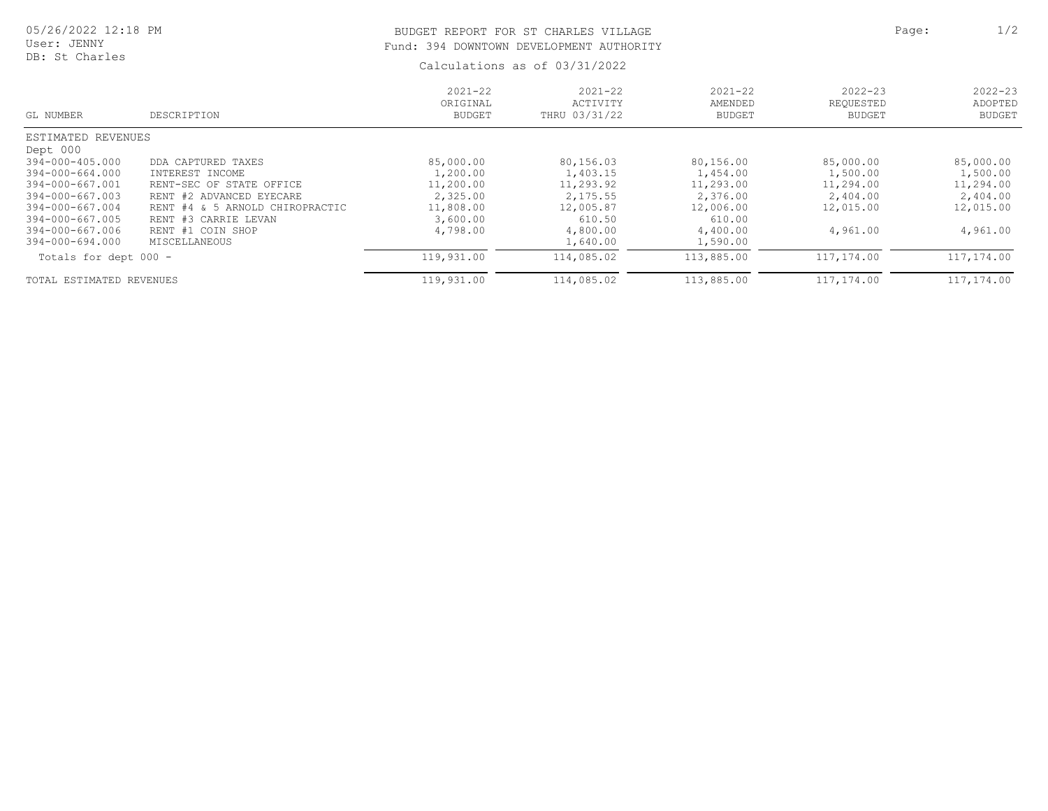# BUDGET REPORT FOR ST CHARLES VILLAGE

Fund: 394 DOWNTOWN DEVELOPMENT AUTHORITY

Calculations as of 03/31/2022

05/26/2022 12:18 PM
User: JENNY
DB: St Charles

| GL NUMBER | DESCRIPTION | 2021-22 ORIGINAL BUDGET | 2021-22 ACTIVITY THRU 03/31/22 | 2021-22 AMENDED BUDGET | 2022-23 REQUESTED BUDGET | 2022-23 ADOPTED BUDGET |
|---|---|---|---|---|---|---|
| ESTIMATED REVENUES | | | | | | |
| Dept 000 | | | | | | |
| 394-000-405.000 | DDA CAPTURED TAXES | 85,000.00 | 80,156.03 | 80,156.00 | 85,000.00 | 85,000.00 |
| 394-000-664.000 | INTEREST INCOME | 1,200.00 | 1,403.15 | 1,454.00 | 1,500.00 | 1,500.00 |
| 394-000-667.001 | RENT-SEC OF STATE OFFICE | 11,200.00 | 11,293.92 | 11,293.00 | 11,294.00 | 11,294.00 |
| 394-000-667.003 | RENT #2 ADVANCED EYECARE | 2,325.00 | 2,175.55 | 2,376.00 | 2,404.00 | 2,404.00 |
| 394-000-667.004 | RENT #4 & 5 ARNOLD CHIROPRACTIC | 11,808.00 | 12,005.87 | 12,006.00 | 12,015.00 | 12,015.00 |
| 394-000-667.005 | RENT #3 CARRIE LEVAN | 3,600.00 | 610.50 | 610.00 | | |
| 394-000-667.006 | RENT #1 COIN SHOP | 4,798.00 | 4,800.00 | 4,400.00 | 4,961.00 | 4,961.00 |
| 394-000-694.000 | MISCELLANEOUS | | 1,640.00 | 1,590.00 | | |
| Totals for dept 000 - | | 119,931.00 | 114,085.02 | 113,885.00 | 117,174.00 | 117,174.00 |
| TOTAL ESTIMATED REVENUES | | 119,931.00 | 114,085.02 | 113,885.00 | 117,174.00 | 117,174.00 |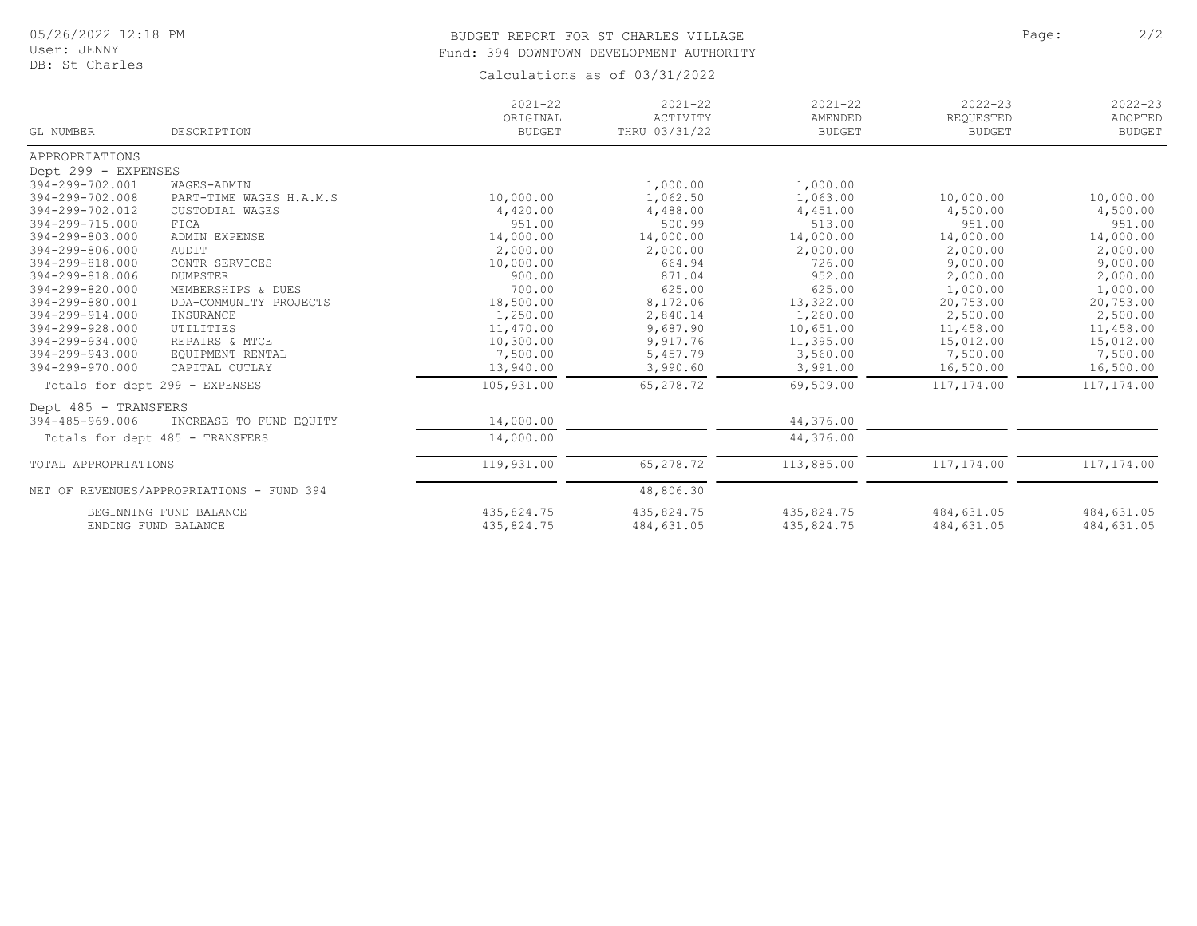05/26/2022 12:18 PM
User: JENNY
DB: St Charles

BUDGET REPORT FOR ST CHARLES VILLAGE
Fund: 394 DOWNTOWN DEVELOPMENT AUTHORITY

Calculations as of 03/31/2022

| GL NUMBER | DESCRIPTION | 2021-22 ORIGINAL BUDGET | 2021-22 ACTIVITY THRU 03/31/22 | 2021-22 AMENDED BUDGET | 2022-23 REQUESTED BUDGET | 2022-23 ADOPTED BUDGET |
|---|---|---|---|---|---|---|
| APPROPRIATIONS | | | | | | |
| Dept 299 - EXPENSES | | | | | | |
| 394-299-702.001 | WAGES-ADMIN | | 1,000.00 | 1,000.00 | | |
| 394-299-702.008 | PART-TIME WAGES H.A.M.S | 10,000.00 | 1,062.50 | 1,063.00 | 10,000.00 | 10,000.00 |
| 394-299-702.012 | CUSTODIAL WAGES | 4,420.00 | 4,488.00 | 4,451.00 | 4,500.00 | 4,500.00 |
| 394-299-715.000 | FICA | 951.00 | 500.99 | 513.00 | 951.00 | 951.00 |
| 394-299-803.000 | ADMIN EXPENSE | 14,000.00 | 14,000.00 | 14,000.00 | 14,000.00 | 14,000.00 |
| 394-299-806.000 | AUDIT | 2,000.00 | 2,000.00 | 2,000.00 | 2,000.00 | 2,000.00 |
| 394-299-818.000 | CONTR SERVICES | 10,000.00 | 664.94 | 726.00 | 9,000.00 | 9,000.00 |
| 394-299-818.006 | DUMPSTER | 900.00 | 871.04 | 952.00 | 2,000.00 | 2,000.00 |
| 394-299-820.000 | MEMBERSHIPS & DUES | 700.00 | 625.00 | 625.00 | 1,000.00 | 1,000.00 |
| 394-299-880.001 | DDA-COMMUNITY PROJECTS | 18,500.00 | 8,172.06 | 13,322.00 | 20,753.00 | 20,753.00 |
| 394-299-914.000 | INSURANCE | 1,250.00 | 2,840.14 | 1,260.00 | 2,500.00 | 2,500.00 |
| 394-299-928.000 | UTILITIES | 11,470.00 | 9,687.90 | 10,651.00 | 11,458.00 | 11,458.00 |
| 394-299-934.000 | REPAIRS & MTCE | 10,300.00 | 9,917.76 | 11,395.00 | 15,012.00 | 15,012.00 |
| 394-299-943.000 | EQUIPMENT RENTAL | 7,500.00 | 5,457.79 | 3,560.00 | 7,500.00 | 7,500.00 |
| 394-299-970.000 | CAPITAL OUTLAY | 13,940.00 | 3,990.60 | 3,991.00 | 16,500.00 | 16,500.00 |
| Totals for dept 299 - EXPENSES | | 105,931.00 | 65,278.72 | 69,509.00 | 117,174.00 | 117,174.00 |
| Dept 485 - TRANSFERS | | | | | | |
| 394-485-969.006 | INCREASE TO FUND EQUITY | 14,000.00 | | 44,376.00 | | |
| Totals for dept 485 - TRANSFERS | | 14,000.00 | | 44,376.00 | | |
| TOTAL APPROPRIATIONS | | 119,931.00 | 65,278.72 | 113,885.00 | 117,174.00 | 117,174.00 |
| NET OF REVENUES/APPROPRIATIONS - FUND 394 | | | 48,806.30 | | | |
| BEGINNING FUND BALANCE | | 435,824.75 | 435,824.75 | 435,824.75 | 484,631.05 | 484,631.05 |
| ENDING FUND BALANCE | | 435,824.75 | 484,631.05 | 435,824.75 | 484,631.05 | 484,631.05 |